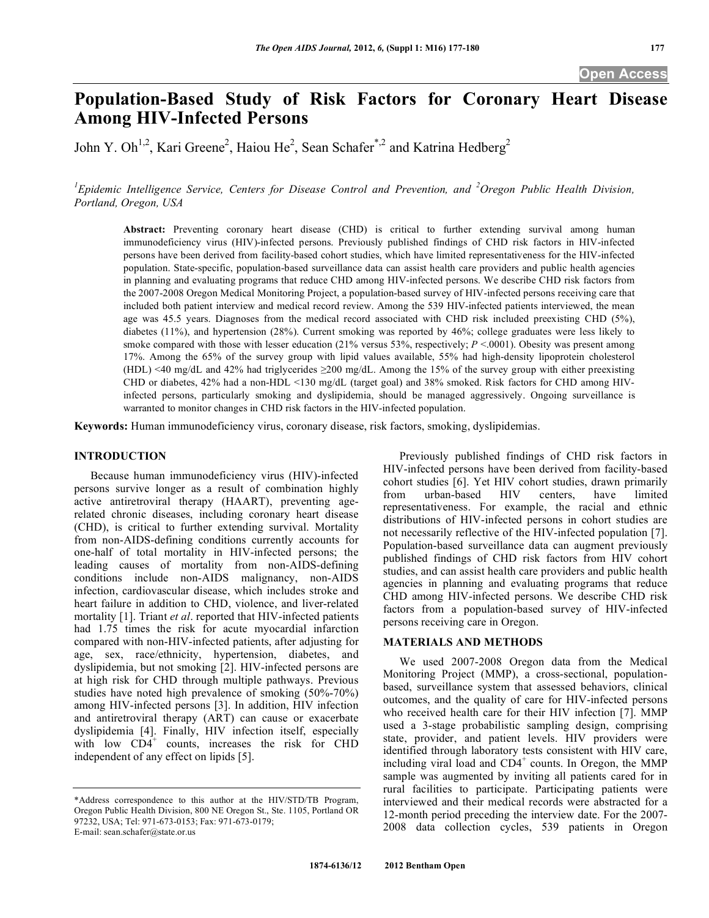# Population-Based Study of Risk Factors for Coronary Heart Disease Among HIV-Infected Persons

John Y. Oh[1,2], Kari Greene[2], Haiou He[2], Sean Schafer[*,2] and Katrina Hedberg[2]

[1]Epidemic Intelligence Service, Centers for Disease Control and Prevention, and [2]Oregon Public Health Division, Portland, Oregon, USA

**Abstract:** Preventing coronary heart disease (CHD) is critical to further extending survival among human immunodeficiency virus (HIV)-infected persons. Previously published findings of CHD risk factors in HIV-infected persons have been derived from facility-based cohort studies, which have limited representativeness for the HIV-infected population. State-specific, population-based surveillance data can assist health care providers and public health agencies in planning and evaluating programs that reduce CHD among HIV-infected persons. We describe CHD risk factors from the 2007-2008 Oregon Medical Monitoring Project, a population-based survey of HIV-infected persons receiving care that included both patient interview and medical record review. Among the 539 HIV-infected patients interviewed, the mean age was 45.5 years. Diagnoses from the medical record associated with CHD risk included preexisting CHD (5%), diabetes (11%), and hypertension (28%). Current smoking was reported by 46%; college graduates were less likely to smoke compared with those with lesser education (21% versus 53%, respectively; $P$ <.0001). Obesity was present among 17%. Among the 65% of the survey group with lipid values available, 55% had high-density lipoprotein cholesterol (HDL) <40 mg/dL and 42% had triglycerides ≥200 mg/dL. Among the 15% of the survey group with either preexisting CHD or diabetes, 42% had a non-HDL <130 mg/dL (target goal) and 38% smoked. Risk factors for CHD among HIV-infected persons, particularly smoking and dyslipidemia, should be managed aggressively. Ongoing surveillance is warranted to monitor changes in CHD risk factors in the HIV-infected population.

**Keywords:** Human immunodeficiency virus, coronary disease, risk factors, smoking, dyslipidemias.

## INTRODUCTION

Because human immunodeficiency virus (HIV)-infected persons survive longer as a result of combination highly active antiretroviral therapy (HAART), preventing age-related chronic diseases, including coronary heart disease (CHD), is critical to further extending survival. Mortality from non-AIDS-defining conditions currently accounts for one-half of total mortality in HIV-infected persons; the leading causes of mortality from non-AIDS-defining conditions include non-AIDS malignancy, non-AIDS infection, cardiovascular disease, which includes stroke and heart failure in addition to CHD, violence, and liver-related mortality [1]. Triant *et al*. reported that HIV-infected patients had 1.75 times the risk for acute myocardial infarction compared with non-HIV-infected patients, after adjusting for age, sex, race/ethnicity, hypertension, diabetes, and dyslipidemia, but not smoking [2]. HIV-infected persons are at high risk for CHD through multiple pathways. Previous studies have noted high prevalence of smoking (50%-70%) among HIV-infected persons [3]. In addition, HIV infection and antiretroviral therapy (ART) can cause or exacerbate dyslipidemia [4]. Finally, HIV infection itself, especially with low $CD4^+$ counts, increases the risk for CHD independent of any effect on lipids [5].

Previously published findings of CHD risk factors in HIV-infected persons have been derived from facility-based cohort studies [6]. Yet HIV cohort studies, drawn primarily from urban-based HIV centers, have limited representativeness. For example, the racial and ethnic distributions of HIV-infected persons in cohort studies are not necessarily reflective of the HIV-infected population [7]. Population-based surveillance data can augment previously published findings of CHD risk factors from HIV cohort studies, and can assist health care providers and public health agencies in planning and evaluating programs that reduce CHD among HIV-infected persons. We describe CHD risk factors from a population-based survey of HIV-infected persons receiving care in Oregon.

## MATERIALS AND METHODS

We used 2007-2008 Oregon data from the Medical Monitoring Project (MMP), a cross-sectional, population-based, surveillance system that assessed behaviors, clinical outcomes, and the quality of care for HIV-infected persons who received health care for their HIV infection [7]. MMP used a 3-stage probabilistic sampling design, comprising state, provider, and patient levels. HIV providers were identified through laboratory tests consistent with HIV care, including viral load and $CD4^+$ counts. In Oregon, the MMP sample was augmented by inviting all patients cared for in rural facilities to participate. Participating patients were interviewed and their medical records were abstracted for a 12-month period preceding the interview date. For the 2007-2008 data collection cycles, 539 patients in Oregon

*Address correspondence to this author at the HIV/STD/TB Program, Oregon Public Health Division, 800 NE Oregon St., Ste. 1105, Portland OR 97232, USA; Tel: 971-673-0153; Fax: 971-673-0179; E-mail: sean.schafer@state.or.us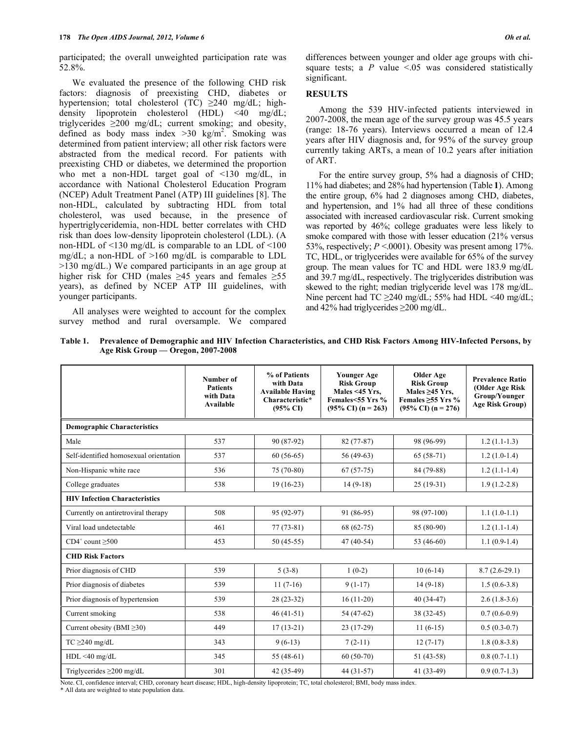participated; the overall unweighted participation rate was 52.8%.

We evaluated the presence of the following CHD risk factors: diagnosis of preexisting CHD, diabetes or hypertension; total cholesterol (TC) ≥240 mg/dL; high-density lipoprotein cholesterol (HDL) <40 mg/dL; triglycerides ≥200 mg/dL; current smoking; and obesity, defined as body mass index >30 kg/m$^2$. Smoking was determined from patient interview; all other risk factors were abstracted from the medical record. For patients with preexisting CHD or diabetes, we determined the proportion who met a non-HDL target goal of <130 mg/dL, in accordance with National Cholesterol Education Program (NCEP) Adult Treatment Panel (ATP) III guidelines [8]. The non-HDL, calculated by subtracting HDL from total cholesterol, was used because, in the presence of hypertriglyceridemia, non-HDL better correlates with CHD risk than does low-density lipoprotein cholesterol (LDL). (A non-HDL of <130 mg/dL is comparable to an LDL of <100 mg/dL; a non-HDL of >160 mg/dL is comparable to LDL >130 mg/dL.) We compared participants in an age group at higher risk for CHD (males ≥45 years and females ≥55 years), as defined by NCEP ATP III guidelines, with younger participants.

All analyses were weighted to account for the complex survey method and rural oversample. We compared differences between younger and older age groups with chi-square tests; a *P* value <.05 was considered statistically significant.

## RESULTS

Among the 539 HIV-infected patients interviewed in 2007-2008, the mean age of the survey group was 45.5 years (range: 18-76 years). Interviews occurred a mean of 12.4 years after HIV diagnosis and, for 95% of the survey group currently taking ARTs, a mean of 10.2 years after initiation of ART.

For the entire survey group, 5% had a diagnosis of CHD; 11% had diabetes; and 28% had hypertension (Table **1**). Among the entire group, 6% had 2 diagnoses among CHD, diabetes, and hypertension, and 1% had all three of these conditions associated with increased cardiovascular risk. Current smoking was reported by 46%; college graduates were less likely to smoke compared with those with lesser education (21% versus 53%, respectively; *P* <.0001). Obesity was present among 17%. TC, HDL, or triglycerides were available for 65% of the survey group. The mean values for TC and HDL were 183.9 mg/dL and 39.7 mg/dL, respectively. The triglycerides distribution was skewed to the right; median triglyceride level was 178 mg/dL. Nine percent had TC ≥240 mg/dL; 55% had HDL <40 mg/dL; and 42% had triglycerides ≥200 mg/dL.

**Table 1. Prevalence of Demographic and HIV Infection Characteristics, and CHD Risk Factors Among HIV-Infected Persons, by Age Risk Group — Oregon, 2007-2008**

| | Number of Patients with Data Available | % of Patients with Data Available Having Characteristic* (95% CI) | Younger Age Risk Group Males <45 Yrs, Females<55 Yrs % (95% CI) (n = 263) | Older Age Risk Group Males ≥45 Yrs, Females ≥55 Yrs % (95% CI) (n = 276) | Prevalence Ratio (Older Age Risk Group/Younger Age Risk Group) |
|---|---|---|---|---|---|
| **Demographic Characteristics** | | | | | |
| Male | 537 | 90 (87-92) | 82 (77-87) | 98 (96-99) | 1.2 (1.1-1.3) |
| Self-identified homosexual orientation | 537 | 60 (56-65) | 56 (49-63) | 65 (58-71) | 1.2 (1.0-1.4) |
| Non-Hispanic white race | 536 | 75 (70-80) | 67 (57-75) | 84 (79-88) | 1.2 (1.1-1.4) |
| College graduates | 538 | 19 (16-23) | 14 (9-18) | 25 (19-31) | 1.9 (1.2-2.8) |
| **HIV Infection Characteristics** | | | | | |
| Currently on antiretroviral therapy | 508 | 95 (92-97) | 91 (86-95) | 98 (97-100) | 1.1 (1.0-1.1) |
| Viral load undetectable | 461 | 77 (73-81) | 68 (62-75) | 85 (80-90) | 1.2 (1.1-1.4) |
| CD4$^+$ count ≥500 | 453 | 50 (45-55) | 47 (40-54) | 53 (46-60) | 1.1 (0.9-1.4) |
| **CHD Risk Factors** | | | | | |
| Prior diagnosis of CHD | 539 | 5 (3-8) | 1 (0-2) | 10 (6-14) | 8.7 (2.6-29.1) |
| Prior diagnosis of diabetes | 539 | 11 (7-16) | 9 (1-17) | 14 (9-18) | 1.5 (0.6-3.8) |
| Prior diagnosis of hypertension | 539 | 28 (23-32) | 16 (11-20) | 40 (34-47) | 2.6 (1.8-3.6) |
| Current smoking | 538 | 46 (41-51) | 54 (47-62) | 38 (32-45) | 0.7 (0.6-0.9) |
| Current obesity (BMI ≥30) | 449 | 17 (13-21) | 23 (17-29) | 11 (6-15) | 0.5 (0.3-0.7) |
| TC ≥240 mg/dL | 343 | 9 (6-13) | 7 (2-11) | 12 (7-17) | 1.8 (0.8-3.8) |
| HDL <40 mg/dL | 345 | 55 (48-61) | 60 (50-70) | 51 (43-58) | 0.8 (0.7-1.1) |
| Triglycerides ≥200 mg/dL | 301 | 42 (35-49) | 44 (31-57) | 41 (33-49) | 0.9 (0.7-1.3) |

Note. CI, confidence interval; CHD, coronary heart disease; HDL, high-density lipoprotein; TC, total cholesterol; BMI, body mass index.
* All data are weighted to state population data.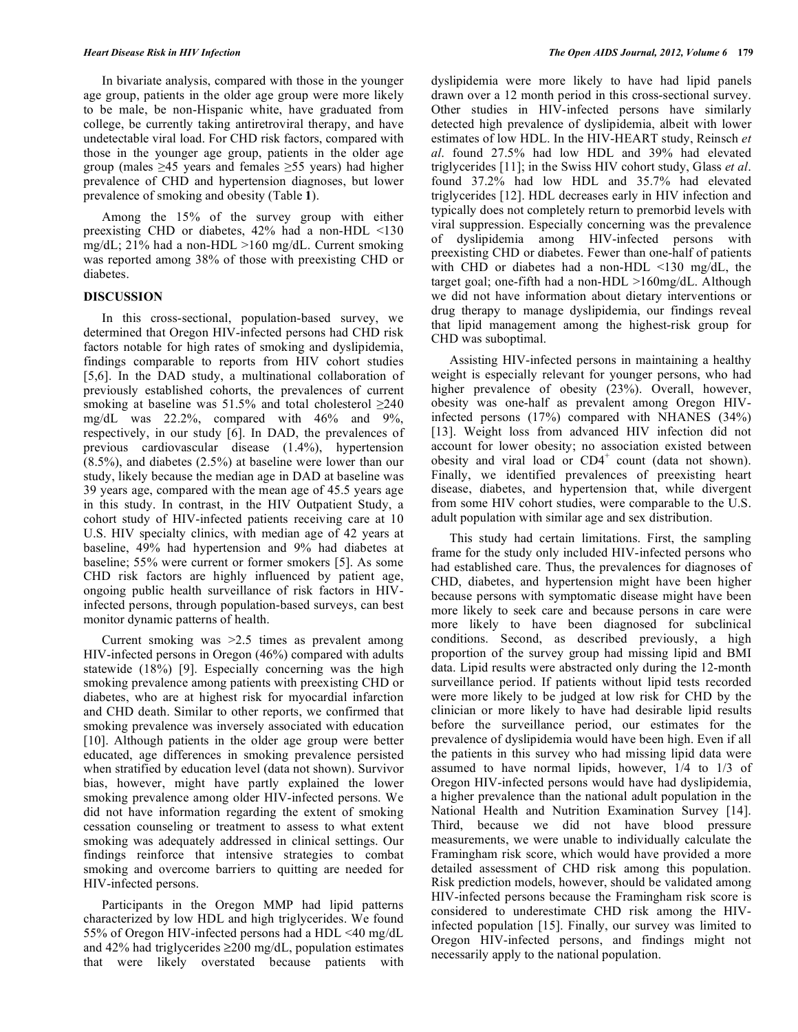In bivariate analysis, compared with those in the younger age group, patients in the older age group were more likely to be male, be non-Hispanic white, have graduated from college, be currently taking antiretroviral therapy, and have undetectable viral load. For CHD risk factors, compared with those in the younger age group, patients in the older age group (males ≥45 years and females ≥55 years) had higher prevalence of CHD and hypertension diagnoses, but lower prevalence of smoking and obesity (Table **1**).

Among the 15% of the survey group with either preexisting CHD or diabetes, 42% had a non-HDL <130 mg/dL; 21% had a non-HDL >160 mg/dL. Current smoking was reported among 38% of those with preexisting CHD or diabetes.

## DISCUSSION

In this cross-sectional, population-based survey, we determined that Oregon HIV-infected persons had CHD risk factors notable for high rates of smoking and dyslipidemia, findings comparable to reports from HIV cohort studies [5,6]. In the DAD study, a multinational collaboration of previously established cohorts, the prevalences of current smoking at baseline was 51.5% and total cholesterol ≥240 mg/dL was 22.2%, compared with 46% and 9%, respectively, in our study [6]. In DAD, the prevalences of previous cardiovascular disease (1.4%), hypertension (8.5%), and diabetes (2.5%) at baseline were lower than our study, likely because the median age in DAD at baseline was 39 years age, compared with the mean age of 45.5 years age in this study. In contrast, in the HIV Outpatient Study, a cohort study of HIV-infected patients receiving care at 10 U.S. HIV specialty clinics, with median age of 42 years at baseline, 49% had hypertension and 9% had diabetes at baseline; 55% were current or former smokers [5]. As some CHD risk factors are highly influenced by patient age, ongoing public health surveillance of risk factors in HIV-infected persons, through population-based surveys, can best monitor dynamic patterns of health.

Current smoking was >2.5 times as prevalent among HIV-infected persons in Oregon (46%) compared with adults statewide (18%) [9]. Especially concerning was the high smoking prevalence among patients with preexisting CHD or diabetes, who are at highest risk for myocardial infarction and CHD death. Similar to other reports, we confirmed that smoking prevalence was inversely associated with education [10]. Although patients in the older age group were better educated, age differences in smoking prevalence persisted when stratified by education level (data not shown). Survivor bias, however, might have partly explained the lower smoking prevalence among older HIV-infected persons. We did not have information regarding the extent of smoking cessation counseling or treatment to assess to what extent smoking was adequately addressed in clinical settings. Our findings reinforce that intensive strategies to combat smoking and overcome barriers to quitting are needed for HIV-infected persons.

Participants in the Oregon MMP had lipid patterns characterized by low HDL and high triglycerides. We found 55% of Oregon HIV-infected persons had a HDL <40 mg/dL and 42% had triglycerides ≥200 mg/dL, population estimates that were likely overstated because patients with dyslipidemia were more likely to have had lipid panels drawn over a 12 month period in this cross-sectional survey. Other studies in HIV-infected persons have similarly detected high prevalence of dyslipidemia, albeit with lower estimates of low HDL. In the HIV-HEART study, Reinsch *et al*. found 27.5% had low HDL and 39% had elevated triglycerides [11]; in the Swiss HIV cohort study, Glass *et al*. found 37.2% had low HDL and 35.7% had elevated triglycerides [12]. HDL decreases early in HIV infection and typically does not completely return to premorbid levels with viral suppression. Especially concerning was the prevalence of dyslipidemia among HIV-infected persons with preexisting CHD or diabetes. Fewer than one-half of patients with CHD or diabetes had a non-HDL <130 mg/dL, the target goal; one-fifth had a non-HDL >160mg/dL. Although we did not have information about dietary interventions or drug therapy to manage dyslipidemia, our findings reveal that lipid management among the highest-risk group for CHD was suboptimal.

Assisting HIV-infected persons in maintaining a healthy weight is especially relevant for younger persons, who had higher prevalence of obesity (23%). Overall, however, obesity was one-half as prevalent among Oregon HIV-infected persons (17%) compared with NHANES (34%) [13]. Weight loss from advanced HIV infection did not account for lower obesity; no association existed between obesity and viral load or $CD4^+$ count (data not shown). Finally, we identified prevalences of preexisting heart disease, diabetes, and hypertension that, while divergent from some HIV cohort studies, were comparable to the U.S. adult population with similar age and sex distribution.

This study had certain limitations. First, the sampling frame for the study only included HIV-infected persons who had established care. Thus, the prevalences for diagnoses of CHD, diabetes, and hypertension might have been higher because persons with symptomatic disease might have been more likely to seek care and because persons in care were more likely to have been diagnosed for subclinical conditions. Second, as described previously, a high proportion of the survey group had missing lipid and BMI data. Lipid results were abstracted only during the 12-month surveillance period. If patients without lipid tests recorded were more likely to be judged at low risk for CHD by the clinician or more likely to have had desirable lipid results before the surveillance period, our estimates for the prevalence of dyslipidemia would have been high. Even if all the patients in this survey who had missing lipid data were assumed to have normal lipids, however, 1/4 to 1/3 of Oregon HIV-infected persons would have had dyslipidemia, a higher prevalence than the national adult population in the National Health and Nutrition Examination Survey [14]. Third, because we did not have blood pressure measurements, we were unable to individually calculate the Framingham risk score, which would have provided a more detailed assessment of CHD risk among this population. Risk prediction models, however, should be validated among HIV-infected persons because the Framingham risk score is considered to underestimate CHD risk among the HIV-infected population [15]. Finally, our survey was limited to Oregon HIV-infected persons, and findings might not necessarily apply to the national population.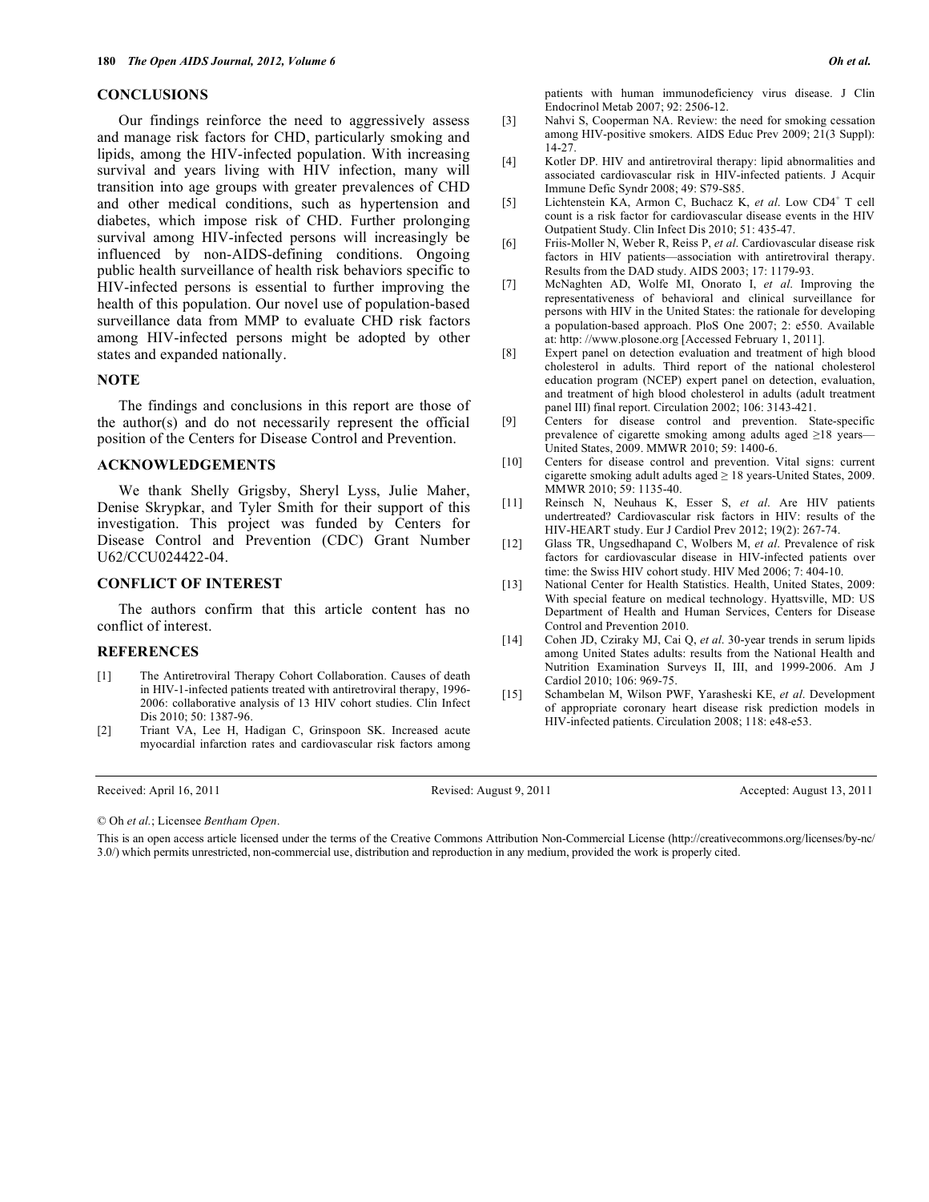## CONCLUSIONS

Our findings reinforce the need to aggressively assess and manage risk factors for CHD, particularly smoking and lipids, among the HIV-infected population. With increasing survival and years living with HIV infection, many will transition into age groups with greater prevalences of CHD and other medical conditions, such as hypertension and diabetes, which impose risk of CHD. Further prolonging survival among HIV-infected persons will increasingly be influenced by non-AIDS-defining conditions. Ongoing public health surveillance of health risk behaviors specific to HIV-infected persons is essential to further improving the health of this population. Our novel use of population-based surveillance data from MMP to evaluate CHD risk factors among HIV-infected persons might be adopted by other states and expanded nationally.

## NOTE

The findings and conclusions in this report are those of the author(s) and do not necessarily represent the official position of the Centers for Disease Control and Prevention.

## ACKNOWLEDGEMENTS

We thank Shelly Grigsby, Sheryl Lyss, Julie Maher, Denise Skrypkar, and Tyler Smith for their support of this investigation. This project was funded by Centers for Disease Control and Prevention (CDC) Grant Number U62/CCU024422-04.

## CONFLICT OF INTEREST

The authors confirm that this article content has no conflict of interest.

## REFERENCES

[1] The Antiretroviral Therapy Cohort Collaboration. Causes of death in HIV-1-infected patients treated with antiretroviral therapy, 1996-2006: collaborative analysis of 13 HIV cohort studies. Clin Infect Dis 2010; 50: 1387-96.

[2] Triant VA, Lee H, Hadigan C, Grinspoon SK. Increased acute myocardial infarction rates and cardiovascular risk factors among patients with human immunodeficiency virus disease. J Clin Endocrinol Metab 2007; 92: 2506-12.

[3] Nahvi S, Cooperman NA. Review: the need for smoking cessation among HIV-positive smokers. AIDS Educ Prev 2009; 21(3 Suppl): 14-27.

[4] Kotler DP. HIV and antiretroviral therapy: lipid abnormalities and associated cardiovascular risk in HIV-infected patients. J Acquir Immune Defic Syndr 2008; 49: S79-S85.

[5] Lichtenstein KA, Armon C, Buchacz K, *et al*. Low CD4$^+$ T cell count is a risk factor for cardiovascular disease events in the HIV Outpatient Study. Clin Infect Dis 2010; 51: 435-47.

[6] Friis-Moller N, Weber R, Reiss P, *et al*. Cardiovascular disease risk factors in HIV patients—association with antiretroviral therapy. Results from the DAD study. AIDS 2003; 17: 1179-93.

[7] McNaghten AD, Wolfe MI, Onorato I, *et al*. Improving the representativeness of behavioral and clinical surveillance for persons with HIV in the United States: the rationale for developing a population-based approach. PloS One 2007; 2: e550. Available at: http: //www.plosone.org [Accessed February 1, 2011].

[8] Expert panel on detection evaluation and treatment of high blood cholesterol in adults. Third report of the national cholesterol education program (NCEP) expert panel on detection, evaluation, and treatment of high blood cholesterol in adults (adult treatment panel III) final report. Circulation 2002; 106: 3143-421.

[9] Centers for disease control and prevention. State-specific prevalence of cigarette smoking among adults aged ≥18 years—United States, 2009. MMWR 2010; 59: 1400-6.

[10] Centers for disease control and prevention. Vital signs: current cigarette smoking adult adults aged ≥ 18 years-United States, 2009. MMWR 2010; 59: 1135-40.

[11] Reinsch N, Neuhaus K, Esser S, *et al*. Are HIV patients undertreated? Cardiovascular risk factors in HIV: results of the HIV-HEART study. Eur J Cardiol Prev 2012; 19(2): 267-74.

[12] Glass TR, Ungsedhapand C, Wolbers M, *et al*. Prevalence of risk factors for cardiovascular disease in HIV-infected patients over time: the Swiss HIV cohort study. HIV Med 2006; 7: 404-10.

[13] National Center for Health Statistics. Health, United States, 2009: With special feature on medical technology. Hyattsville, MD: US Department of Health and Human Services, Centers for Disease Control and Prevention 2010.

[14] Cohen JD, Cziraky MJ, Cai Q, *et al*. 30-year trends in serum lipids among United States adults: results from the National Health and Nutrition Examination Surveys II, III, and 1999-2006. Am J Cardiol 2010; 106: 969-75.

[15] Schambelan M, Wilson PWF, Yarasheski KE, *et al*. Development of appropriate coronary heart disease risk prediction models in HIV-infected patients. Circulation 2008; 118: e48-e53.

Received: April 16, 2011 Revised: August 9, 2011 Accepted: August 13, 2011

© Oh *et al.*; Licensee *Bentham Open*.

This is an open access article licensed under the terms of the Creative Commons Attribution Non-Commercial License (http://creativecommons.org/licenses/by-nc/3.0/) which permits unrestricted, non-commercial use, distribution and reproduction in any medium, provided the work is properly cited.